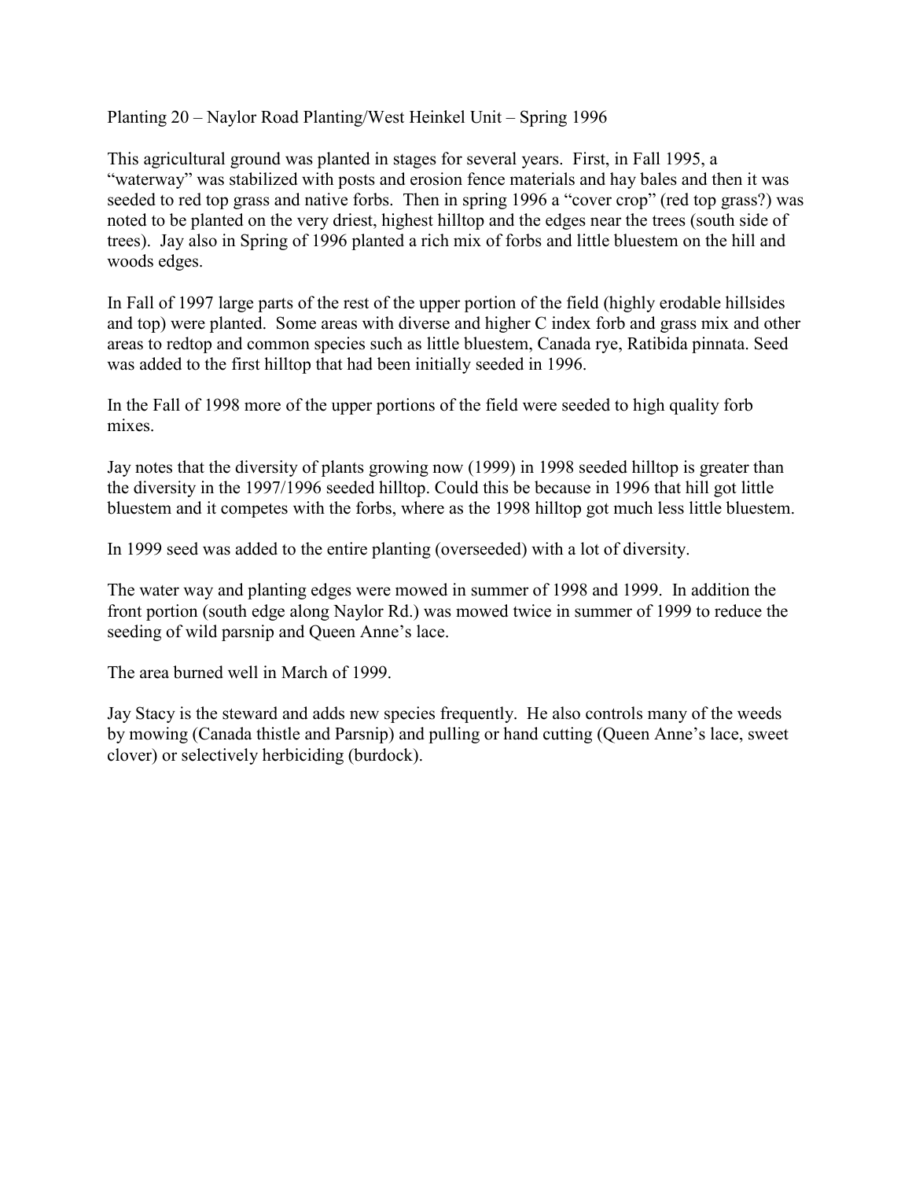Planting 20 – Naylor Road Planting/West Heinkel Unit – Spring 1996

This agricultural ground was planted in stages for several years. First, in Fall 1995, a "waterway" was stabilized with posts and erosion fence materials and hay bales and then it was seeded to red top grass and native forbs. Then in spring 1996 a "cover crop" (red top grass?) was noted to be planted on the very driest, highest hilltop and the edges near the trees (south side of trees). Jay also in Spring of 1996 planted a rich mix of forbs and little bluestem on the hill and woods edges.

In Fall of 1997 large parts of the rest of the upper portion of the field (highly erodable hillsides and top) were planted. Some areas with diverse and higher C index forb and grass mix and other areas to redtop and common species such as little bluestem, Canada rye, Ratibida pinnata. Seed was added to the first hilltop that had been initially seeded in 1996.

In the Fall of 1998 more of the upper portions of the field were seeded to high quality forb mixes.

Jay notes that the diversity of plants growing now (1999) in 1998 seeded hilltop is greater than the diversity in the 1997/1996 seeded hilltop. Could this be because in 1996 that hill got little bluestem and it competes with the forbs, where as the 1998 hilltop got much less little bluestem.

In 1999 seed was added to the entire planting (overseeded) with a lot of diversity.

The water way and planting edges were mowed in summer of 1998 and 1999. In addition the front portion (south edge along Naylor Rd.) was mowed twice in summer of 1999 to reduce the seeding of wild parsnip and Queen Anne's lace.

The area burned well in March of 1999.

Jay Stacy is the steward and adds new species frequently. He also controls many of the weeds by mowing (Canada thistle and Parsnip) and pulling or hand cutting (Queen Anne's lace, sweet clover) or selectively herbiciding (burdock).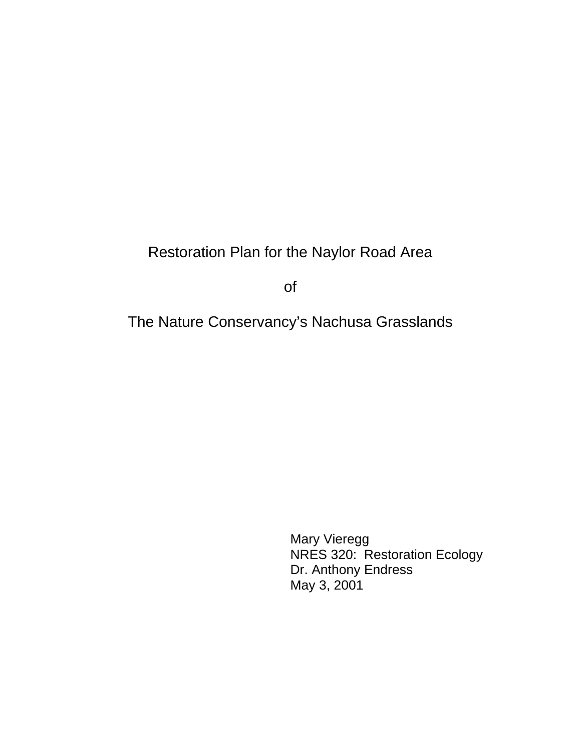# Restoration Plan for the Naylor Road Area

# of

# The Nature Conservancy's Nachusa Grasslands

Mary Vieregg  
NRES 320: Restoration Ecology  
Dr. Anthony Endress  
May 3, 2001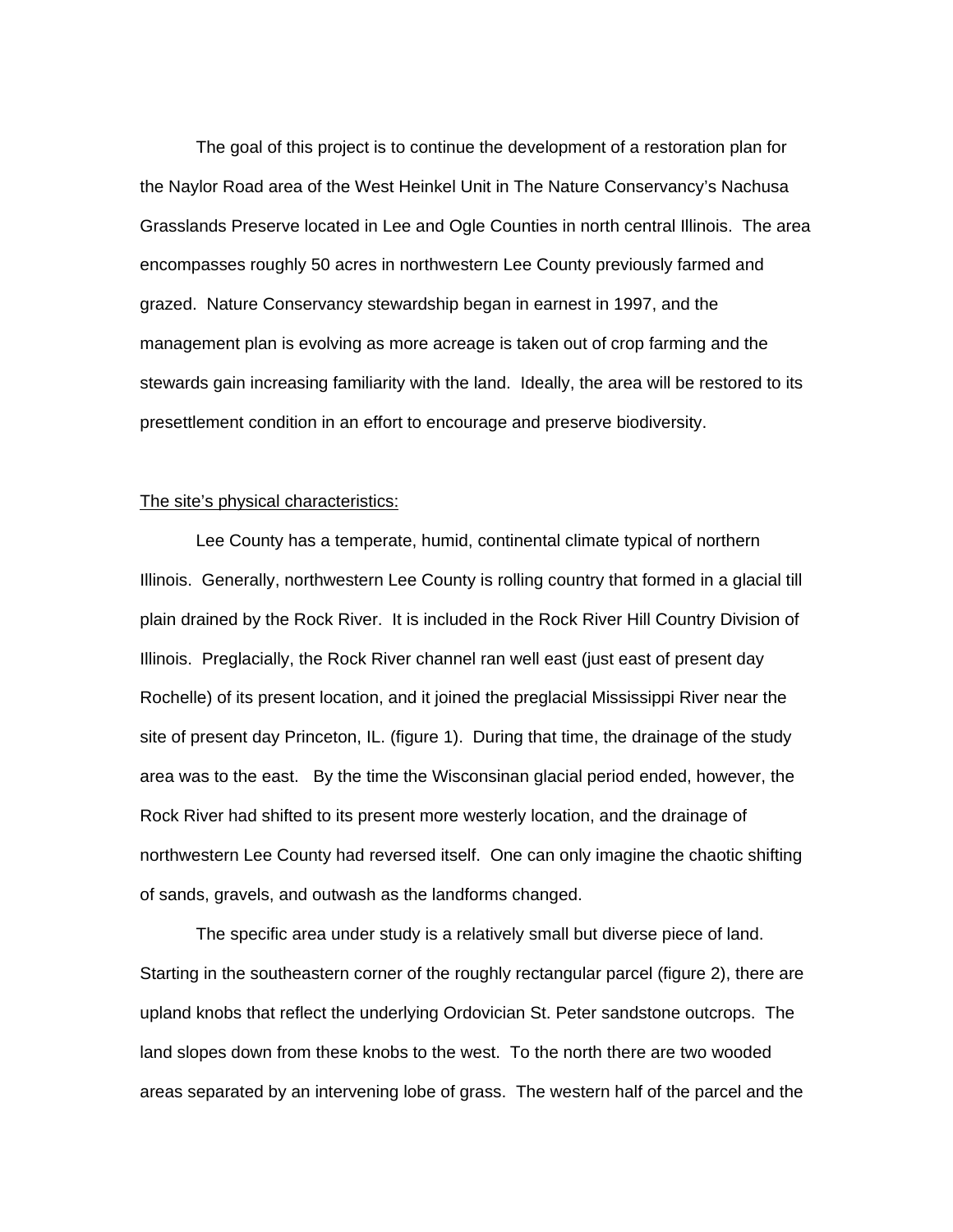The goal of this project is to continue the development of a restoration plan for the Naylor Road area of the West Heinkel Unit in The Nature Conservancy's Nachusa Grasslands Preserve located in Lee and Ogle Counties in north central Illinois. The area encompasses roughly 50 acres in northwestern Lee County previously farmed and grazed. Nature Conservancy stewardship began in earnest in 1997, and the management plan is evolving as more acreage is taken out of crop farming and the stewards gain increasing familiarity with the land. Ideally, the area will be restored to its presettlement condition in an effort to encourage and preserve biodiversity.

<u>The site's physical characteristics:</u>

Lee County has a temperate, humid, continental climate typical of northern Illinois. Generally, northwestern Lee County is rolling country that formed in a glacial till plain drained by the Rock River. It is included in the Rock River Hill Country Division of Illinois. Preglacially, the Rock River channel ran well east (just east of present day Rochelle) of its present location, and it joined the preglacial Mississippi River near the site of present day Princeton, IL. (figure 1). During that time, the drainage of the study area was to the east. By the time the Wisconsinan glacial period ended, however, the Rock River had shifted to its present more westerly location, and the drainage of northwestern Lee County had reversed itself. One can only imagine the chaotic shifting of sands, gravels, and outwash as the landforms changed.

The specific area under study is a relatively small but diverse piece of land. Starting in the southeastern corner of the roughly rectangular parcel (figure 2), there are upland knobs that reflect the underlying Ordovician St. Peter sandstone outcrops. The land slopes down from these knobs to the west. To the north there are two wooded areas separated by an intervening lobe of grass. The western half of the parcel and the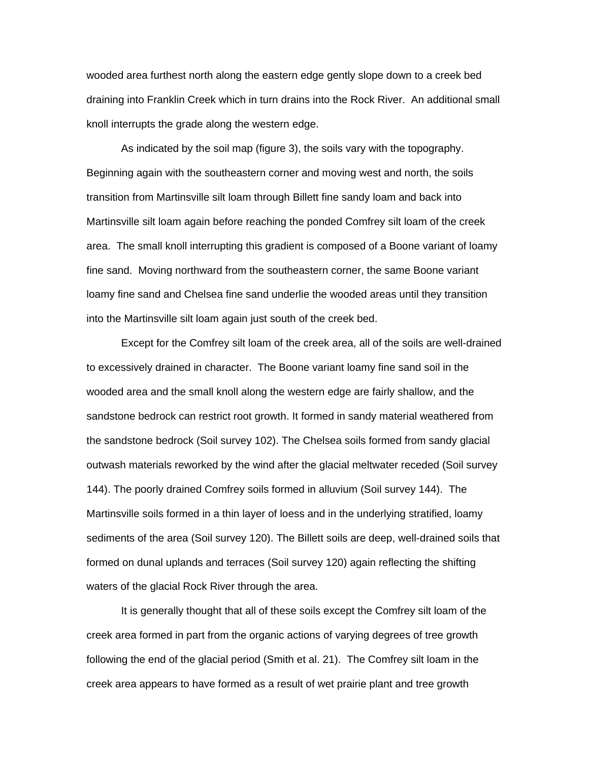wooded area furthest north along the eastern edge gently slope down to a creek bed draining into Franklin Creek which in turn drains into the Rock River. An additional small knoll interrupts the grade along the western edge.

As indicated by the soil map (figure 3), the soils vary with the topography. Beginning again with the southeastern corner and moving west and north, the soils transition from Martinsville silt loam through Billett fine sandy loam and back into Martinsville silt loam again before reaching the ponded Comfrey silt loam of the creek area. The small knoll interrupting this gradient is composed of a Boone variant of loamy fine sand. Moving northward from the southeastern corner, the same Boone variant loamy fine sand and Chelsea fine sand underlie the wooded areas until they transition into the Martinsville silt loam again just south of the creek bed.

Except for the Comfrey silt loam of the creek area, all of the soils are well-drained to excessively drained in character. The Boone variant loamy fine sand soil in the wooded area and the small knoll along the western edge are fairly shallow, and the sandstone bedrock can restrict root growth. It formed in sandy material weathered from the sandstone bedrock (Soil survey 102). The Chelsea soils formed from sandy glacial outwash materials reworked by the wind after the glacial meltwater receded (Soil survey 144). The poorly drained Comfrey soils formed in alluvium (Soil survey 144). The Martinsville soils formed in a thin layer of loess and in the underlying stratified, loamy sediments of the area (Soil survey 120). The Billett soils are deep, well-drained soils that formed on dunal uplands and terraces (Soil survey 120) again reflecting the shifting waters of the glacial Rock River through the area.

It is generally thought that all of these soils except the Comfrey silt loam of the creek area formed in part from the organic actions of varying degrees of tree growth following the end of the glacial period (Smith et al. 21). The Comfrey silt loam in the creek area appears to have formed as a result of wet prairie plant and tree growth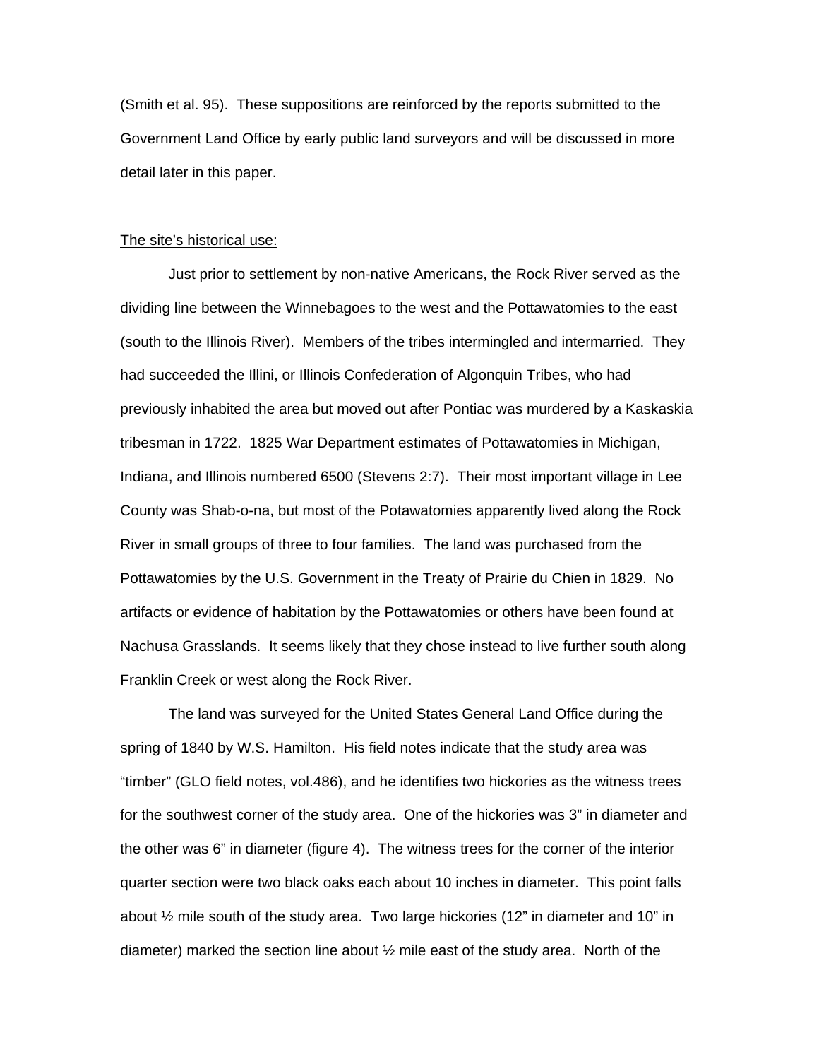(Smith et al. 95). These suppositions are reinforced by the reports submitted to the Government Land Office by early public land surveyors and will be discussed in more detail later in this paper.

<u>The site's historical use:</u>

Just prior to settlement by non-native Americans, the Rock River served as the dividing line between the Winnebagoes to the west and the Pottawatomies to the east (south to the Illinois River). Members of the tribes intermingled and intermarried. They had succeeded the Illini, or Illinois Confederation of Algonquin Tribes, who had previously inhabited the area but moved out after Pontiac was murdered by a Kaskaskia tribesman in 1722. 1825 War Department estimates of Pottawatomies in Michigan, Indiana, and Illinois numbered 6500 (Stevens 2:7). Their most important village in Lee County was Shab-o-na, but most of the Potawatomies apparently lived along the Rock River in small groups of three to four families. The land was purchased from the Pottawatomies by the U.S. Government in the Treaty of Prairie du Chien in 1829. No artifacts or evidence of habitation by the Pottawatomies or others have been found at Nachusa Grasslands. It seems likely that they chose instead to live further south along Franklin Creek or west along the Rock River.

The land was surveyed for the United States General Land Office during the spring of 1840 by W.S. Hamilton. His field notes indicate that the study area was "timber" (GLO field notes, vol.486), and he identifies two hickories as the witness trees for the southwest corner of the study area. One of the hickories was 3" in diameter and the other was 6" in diameter (figure 4). The witness trees for the corner of the interior quarter section were two black oaks each about 10 inches in diameter. This point falls about ½ mile south of the study area. Two large hickories (12" in diameter and 10" in diameter) marked the section line about ½ mile east of the study area. North of the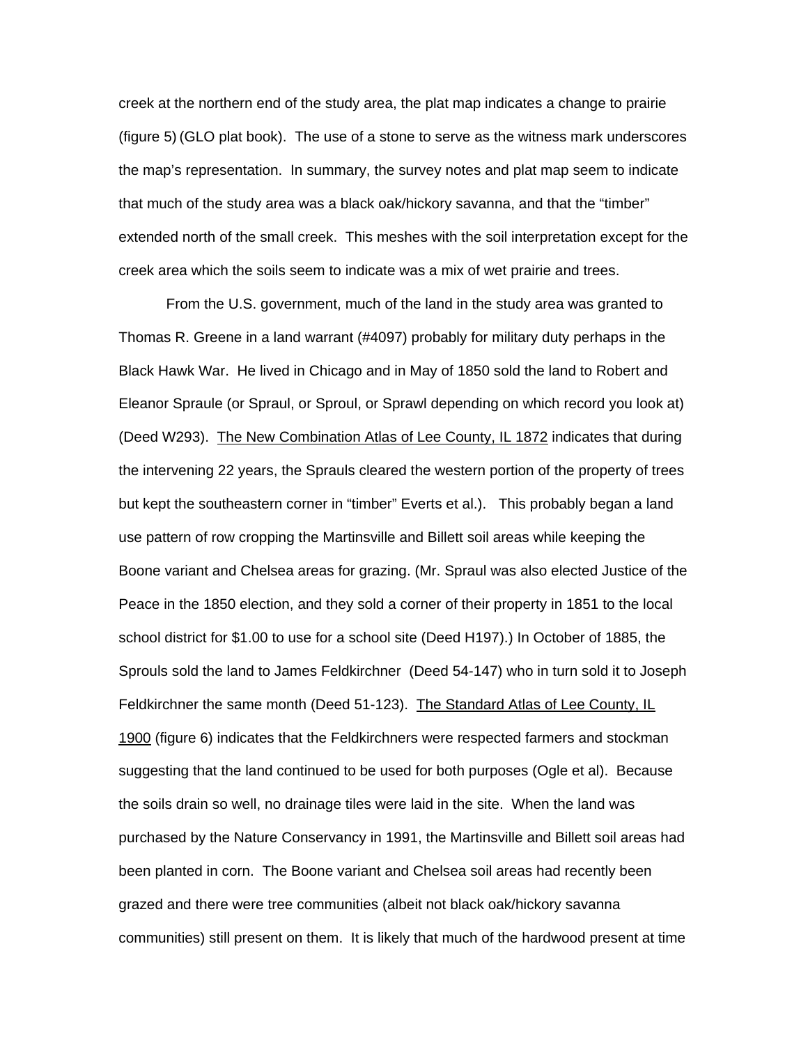creek at the northern end of the study area, the plat map indicates a change to prairie (figure 5) (GLO plat book). The use of a stone to serve as the witness mark underscores the map's representation. In summary, the survey notes and plat map seem to indicate that much of the study area was a black oak/hickory savanna, and that the "timber" extended north of the small creek. This meshes with the soil interpretation except for the creek area which the soils seem to indicate was a mix of wet prairie and trees.

From the U.S. government, much of the land in the study area was granted to Thomas R. Greene in a land warrant (#4097) probably for military duty perhaps in the Black Hawk War. He lived in Chicago and in May of 1850 sold the land to Robert and Eleanor Spraule (or Spraul, or Sproul, or Sprawl depending on which record you look at) (Deed W293). The New Combination Atlas of Lee County, IL 1872 indicates that during the intervening 22 years, the Sprauls cleared the western portion of the property of trees but kept the southeastern corner in "timber" Everts et al.). This probably began a land use pattern of row cropping the Martinsville and Billett soil areas while keeping the Boone variant and Chelsea areas for grazing. (Mr. Spraul was also elected Justice of the Peace in the 1850 election, and they sold a corner of their property in 1851 to the local school district for $1.00 to use for a school site (Deed H197).) In October of 1885, the Sprouls sold the land to James Feldkirchner (Deed 54-147) who in turn sold it to Joseph Feldkirchner the same month (Deed 51-123). The Standard Atlas of Lee County, IL 1900 (figure 6) indicates that the Feldkirchners were respected farmers and stockman suggesting that the land continued to be used for both purposes (Ogle et al). Because the soils drain so well, no drainage tiles were laid in the site. When the land was purchased by the Nature Conservancy in 1991, the Martinsville and Billett soil areas had been planted in corn. The Boone variant and Chelsea soil areas had recently been grazed and there were tree communities (albeit not black oak/hickory savanna communities) still present on them. It is likely that much of the hardwood present at time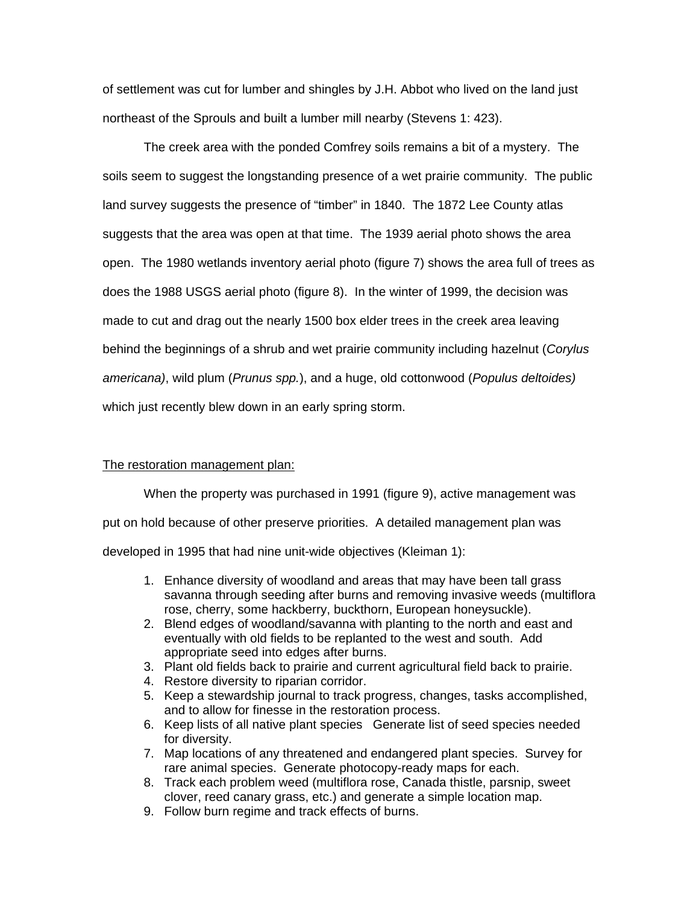of settlement was cut for lumber and shingles by J.H. Abbot who lived on the land just northeast of the Sprouls and built a lumber mill nearby (Stevens 1: 423).

The creek area with the ponded Comfrey soils remains a bit of a mystery. The soils seem to suggest the longstanding presence of a wet prairie community. The public land survey suggests the presence of "timber" in 1840. The 1872 Lee County atlas suggests that the area was open at that time. The 1939 aerial photo shows the area open. The 1980 wetlands inventory aerial photo (figure 7) shows the area full of trees as does the 1988 USGS aerial photo (figure 8). In the winter of 1999, the decision was made to cut and drag out the nearly 1500 box elder trees in the creek area leaving behind the beginnings of a shrub and wet prairie community including hazelnut (*Corylus americana)*, wild plum (*Prunus spp.*), and a huge, old cottonwood (*Populus deltoides)* which just recently blew down in an early spring storm.

<u>The restoration management plan:</u>

When the property was purchased in 1991 (figure 9), active management was put on hold because of other preserve priorities. A detailed management plan was developed in 1995 that had nine unit-wide objectives (Kleiman 1):

1. Enhance diversity of woodland and areas that may have been tall grass savanna through seeding after burns and removing invasive weeds (multiflora rose, cherry, some hackberry, buckthorn, European honeysuckle).
2. Blend edges of woodland/savanna with planting to the north and east and eventually with old fields to be replanted to the west and south. Add appropriate seed into edges after burns.
3. Plant old fields back to prairie and current agricultural field back to prairie.
4. Restore diversity to riparian corridor.
5. Keep a stewardship journal to track progress, changes, tasks accomplished, and to allow for finesse in the restoration process.
6. Keep lists of all native plant species Generate list of seed species needed for diversity.
7. Map locations of any threatened and endangered plant species. Survey for rare animal species. Generate photocopy-ready maps for each.
8. Track each problem weed (multiflora rose, Canada thistle, parsnip, sweet clover, reed canary grass, etc.) and generate a simple location map.
9. Follow burn regime and track effects of burns.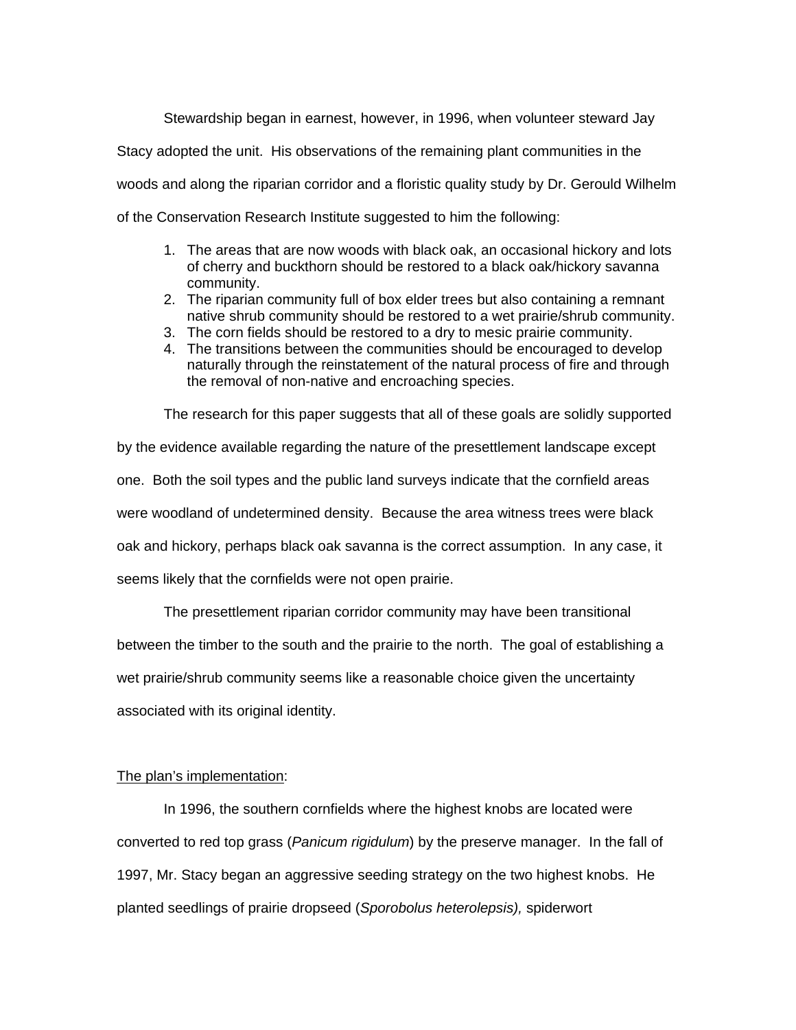Stewardship began in earnest, however, in 1996, when volunteer steward Jay Stacy adopted the unit. His observations of the remaining plant communities in the woods and along the riparian corridor and a floristic quality study by Dr. Gerould Wilhelm of the Conservation Research Institute suggested to him the following:

1. The areas that are now woods with black oak, an occasional hickory and lots of cherry and buckthorn should be restored to a black oak/hickory savanna community.
2. The riparian community full of box elder trees but also containing a remnant native shrub community should be restored to a wet prairie/shrub community.
3. The corn fields should be restored to a dry to mesic prairie community.
4. The transitions between the communities should be encouraged to develop naturally through the reinstatement of the natural process of fire and through the removal of non-native and encroaching species.

The research for this paper suggests that all of these goals are solidly supported by the evidence available regarding the nature of the presettlement landscape except one. Both the soil types and the public land surveys indicate that the cornfield areas were woodland of undetermined density. Because the area witness trees were black oak and hickory, perhaps black oak savanna is the correct assumption. In any case, it seems likely that the cornfields were not open prairie.

The presettlement riparian corridor community may have been transitional between the timber to the south and the prairie to the north. The goal of establishing a wet prairie/shrub community seems like a reasonable choice given the uncertainty associated with its original identity.

<u>The plan's implementation</u>:

In 1996, the southern cornfields where the highest knobs are located were converted to red top grass (*Panicum rigidulum*) by the preserve manager. In the fall of 1997, Mr. Stacy began an aggressive seeding strategy on the two highest knobs. He planted seedlings of prairie dropseed (*Sporobolus heterolepsis),* spiderwort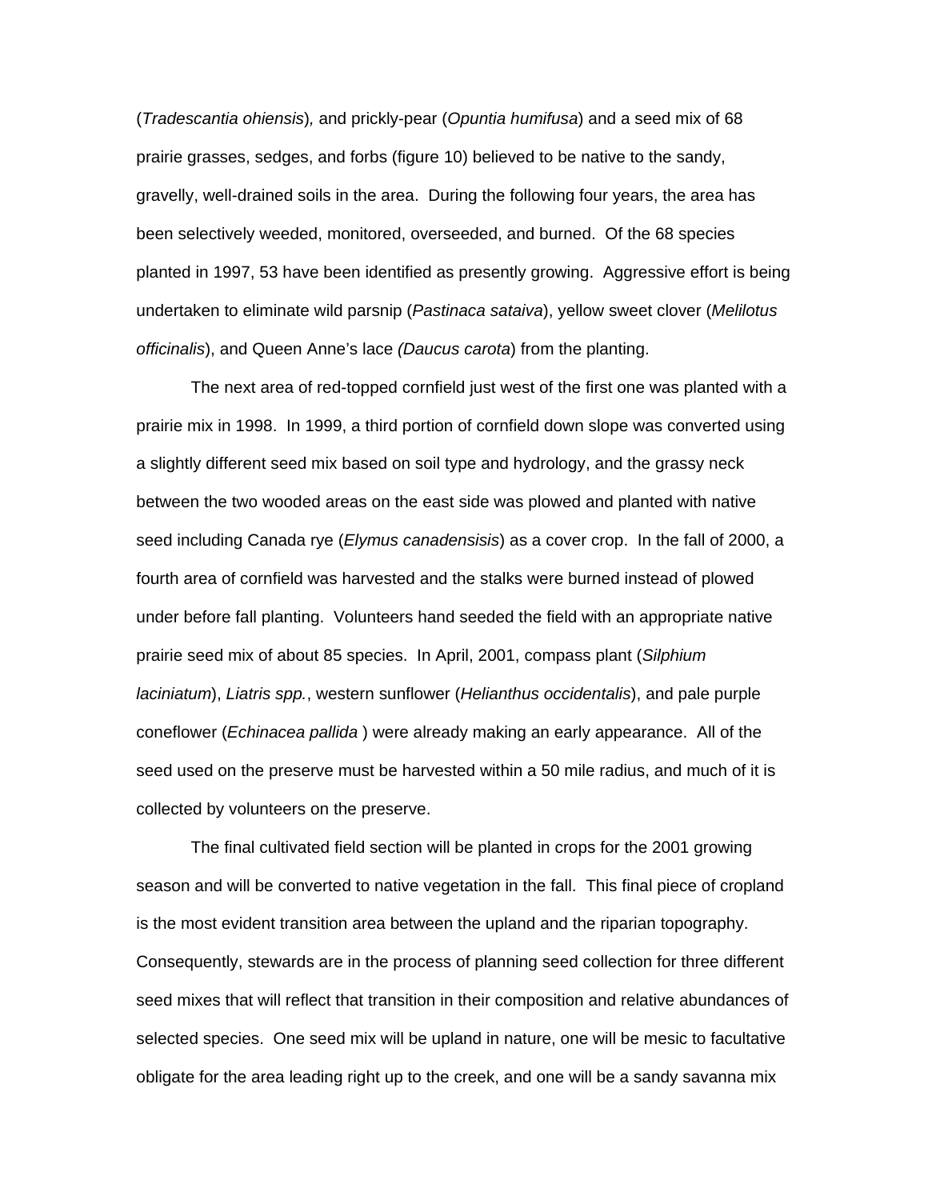(*Tradescantia ohiensis*), and prickly-pear (*Opuntia humifusa*) and a seed mix of 68 prairie grasses, sedges, and forbs (figure 10) believed to be native to the sandy, gravelly, well-drained soils in the area. During the following four years, the area has been selectively weeded, monitored, overseeded, and burned. Of the 68 species planted in 1997, 53 have been identified as presently growing. Aggressive effort is being undertaken to eliminate wild parsnip (*Pastinaca sataiva*), yellow sweet clover (*Melilotus officinalis*), and Queen Anne's lace *(Daucus carota*) from the planting.

The next area of red-topped cornfield just west of the first one was planted with a prairie mix in 1998. In 1999, a third portion of cornfield down slope was converted using a slightly different seed mix based on soil type and hydrology, and the grassy neck between the two wooded areas on the east side was plowed and planted with native seed including Canada rye (*Elymus canadensisis*) as a cover crop. In the fall of 2000, a fourth area of cornfield was harvested and the stalks were burned instead of plowed under before fall planting. Volunteers hand seeded the field with an appropriate native prairie seed mix of about 85 species. In April, 2001, compass plant (*Silphium laciniatum*), *Liatris spp.*, western sunflower (*Helianthus occidentalis*), and pale purple coneflower (*Echinacea pallida* ) were already making an early appearance. All of the seed used on the preserve must be harvested within a 50 mile radius, and much of it is collected by volunteers on the preserve.

The final cultivated field section will be planted in crops for the 2001 growing season and will be converted to native vegetation in the fall. This final piece of cropland is the most evident transition area between the upland and the riparian topography. Consequently, stewards are in the process of planning seed collection for three different seed mixes that will reflect that transition in their composition and relative abundances of selected species. One seed mix will be upland in nature, one will be mesic to facultative obligate for the area leading right up to the creek, and one will be a sandy savanna mix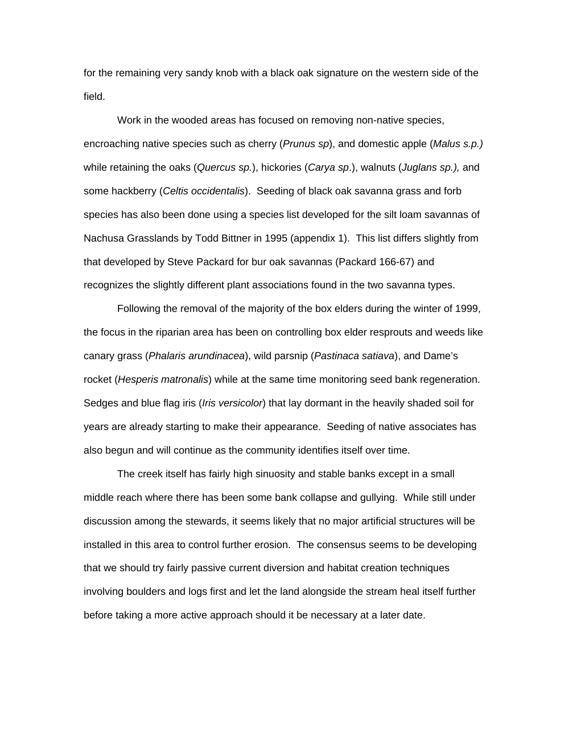for the remaining very sandy knob with a black oak signature on the western side of the field.

Work in the wooded areas has focused on removing non-native species, encroaching native species such as cherry (*Prunus sp*), and domestic apple (*Malus s.p.)* while retaining the oaks (*Quercus sp.*), hickories (*Carya sp*.), walnuts (*Juglans sp.),* and some hackberry (*Celtis occidentalis*). Seeding of black oak savanna grass and forb species has also been done using a species list developed for the silt loam savannas of Nachusa Grasslands by Todd Bittner in 1995 (appendix 1). This list differs slightly from that developed by Steve Packard for bur oak savannas (Packard 166-67) and recognizes the slightly different plant associations found in the two savanna types.

Following the removal of the majority of the box elders during the winter of 1999, the focus in the riparian area has been on controlling box elder resprouts and weeds like canary grass (*Phalaris arundinacea*), wild parsnip (*Pastinaca satiava*), and Dame's rocket (*Hesperis matronalis*) while at the same time monitoring seed bank regeneration. Sedges and blue flag iris (*Iris versicolor*) that lay dormant in the heavily shaded soil for years are already starting to make their appearance. Seeding of native associates has also begun and will continue as the community identifies itself over time.

The creek itself has fairly high sinuosity and stable banks except in a small middle reach where there has been some bank collapse and gullying. While still under discussion among the stewards, it seems likely that no major artificial structures will be installed in this area to control further erosion. The consensus seems to be developing that we should try fairly passive current diversion and habitat creation techniques involving boulders and logs first and let the land alongside the stream heal itself further before taking a more active approach should it be necessary at a later date.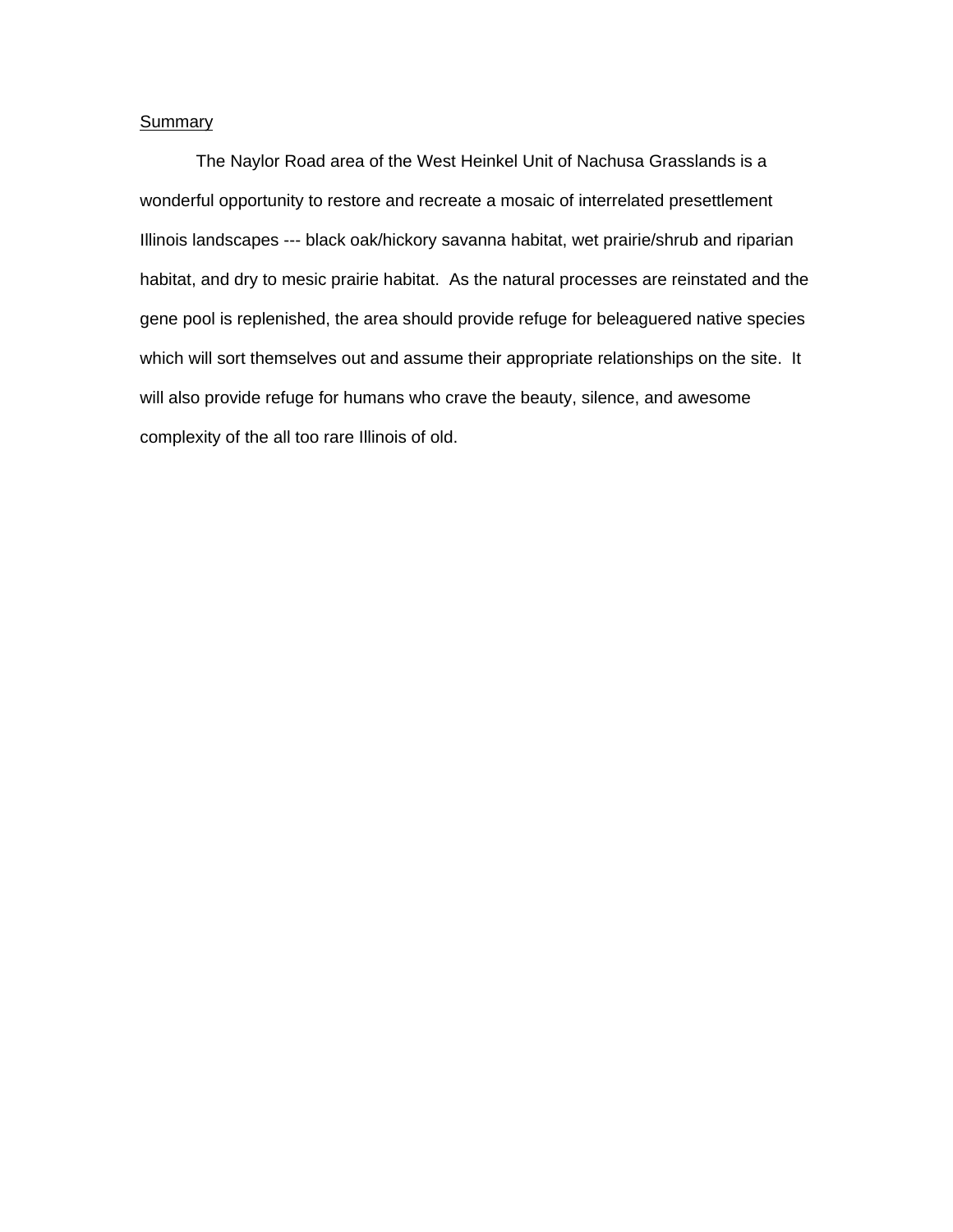## Summary

The Naylor Road area of the West Heinkel Unit of Nachusa Grasslands is a wonderful opportunity to restore and recreate a mosaic of interrelated presettlement Illinois landscapes --- black oak/hickory savanna habitat, wet prairie/shrub and riparian habitat, and dry to mesic prairie habitat. As the natural processes are reinstated and the gene pool is replenished, the area should provide refuge for beleaguered native species which will sort themselves out and assume their appropriate relationships on the site. It will also provide refuge for humans who crave the beauty, silence, and awesome complexity of the all too rare Illinois of old.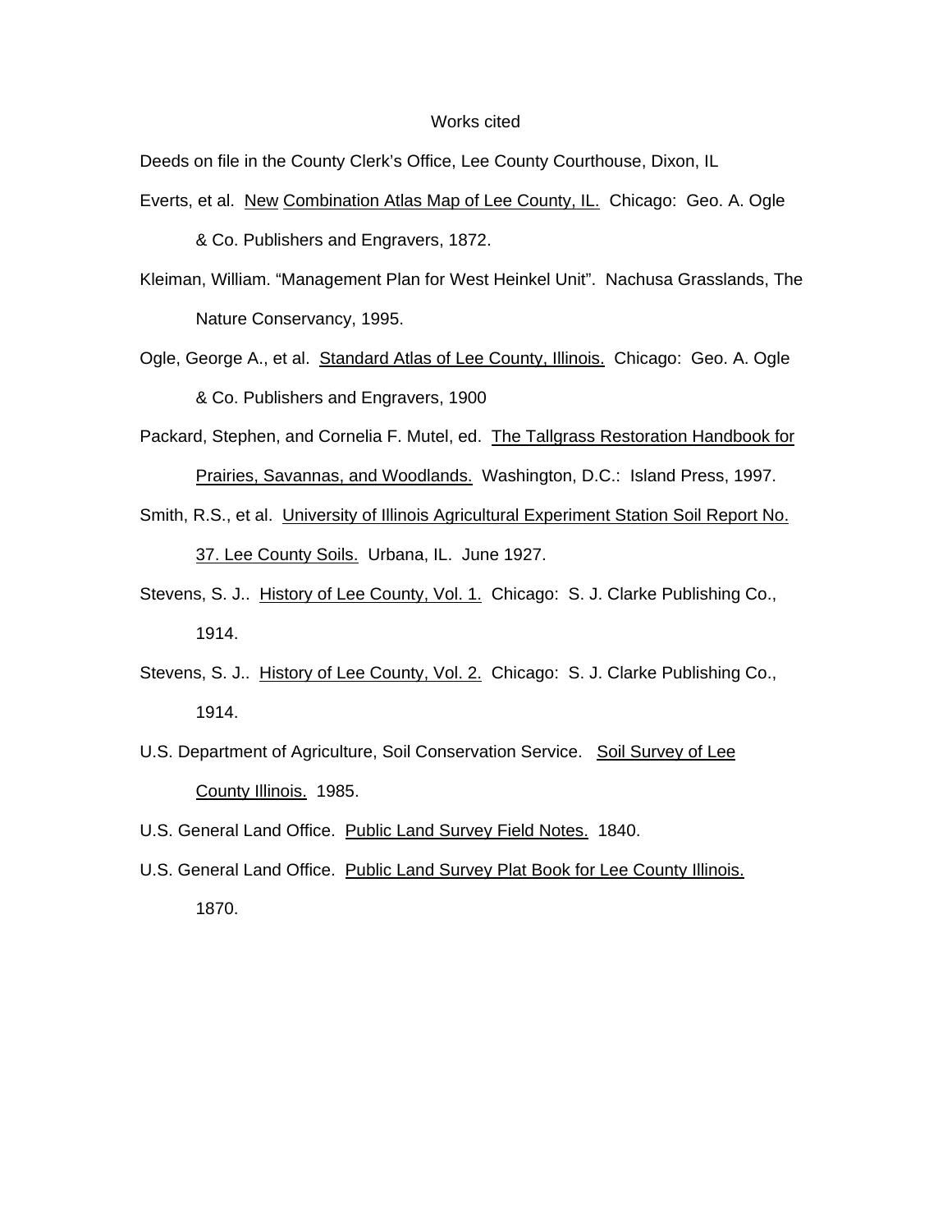# Works cited

Deeds on file in the County Clerk's Office, Lee County Courthouse, Dixon, IL

Everts, et al. New Combination Atlas Map of Lee County, IL. Chicago: Geo. A. Ogle & Co. Publishers and Engravers, 1872.

Kleiman, William. "Management Plan for West Heinkel Unit". Nachusa Grasslands, The Nature Conservancy, 1995.

Ogle, George A., et al. Standard Atlas of Lee County, Illinois. Chicago: Geo. A. Ogle & Co. Publishers and Engravers, 1900

Packard, Stephen, and Cornelia F. Mutel, ed. The Tallgrass Restoration Handbook for Prairies, Savannas, and Woodlands. Washington, D.C.: Island Press, 1997.

Smith, R.S., et al. University of Illinois Agricultural Experiment Station Soil Report No. 37. Lee County Soils. Urbana, IL. June 1927.

Stevens, S. J.. History of Lee County, Vol. 1. Chicago: S. J. Clarke Publishing Co., 1914.

Stevens, S. J.. History of Lee County, Vol. 2. Chicago: S. J. Clarke Publishing Co., 1914.

U.S. Department of Agriculture, Soil Conservation Service. Soil Survey of Lee County Illinois. 1985.

U.S. General Land Office. Public Land Survey Field Notes. 1840.

U.S. General Land Office. Public Land Survey Plat Book for Lee County Illinois. 1870.